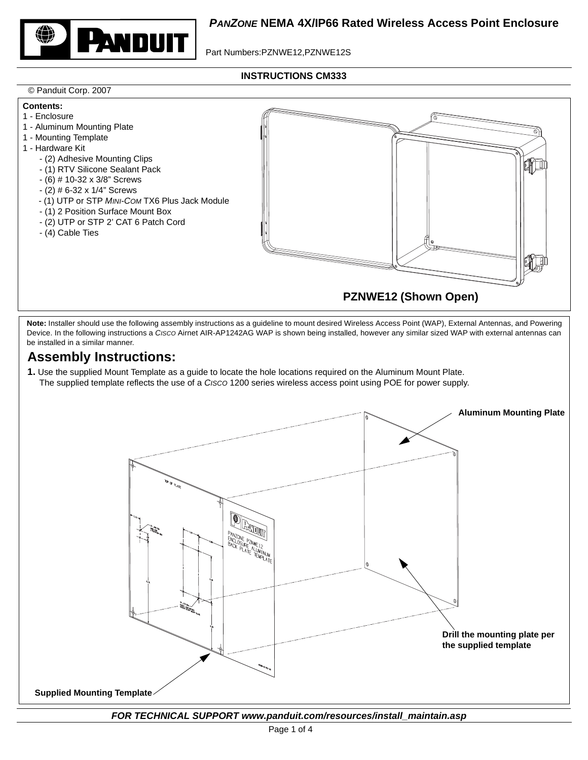# *PanZone* NEMA 4X/IP66 Rated Wireless Access Point Enclosure

Part Numbers:PZNWE12,PZNWE12S

**INSTRUCTIONS CM333**

© Panduit Corp. 2007

**Contents:**

1 - Enclosure
1 - Aluminum Mounting Plate
1 - Mounting Template
1 - Hardware Kit

- (2) Adhesive Mounting Clips
- (1) RTV Silicone Sealant Pack
- (6) # 10-32 x 3/8" Screws
- (2) # 6-32 x 1/4" Screws
- (1) UTP or STP *Mini-Com* TX6 Plus Jack Module
- (1) 2 Position Surface Mount Box
- (2) UTP or STP 2' CAT 6 Patch Cord
- (4) Cable Ties

**PZNWE12 (Shown Open)**

**Note:** Installer should use the following assembly instructions as a guideline to mount desired Wireless Access Point (WAP), External Antennas, and Powering Device. In the following instructions a *Cisco* Airnet AIR-AP1242AG WAP is shown being installed, however any similar sized WAP with external antennas can be installed in a similar manner.

## Assembly Instructions:

**1.** Use the supplied Mount Template as a guide to locate the hole locations required on the Aluminum Mount Plate. The supplied template reflects the use of a *Cisco* 1200 series wireless access point using POE for power supply.

**Aluminum Mounting Plate**

**Drill the mounting plate per the supplied template**

**Supplied Mounting Template**

***FOR TECHNICAL SUPPORT www.panduit.com/resources/install_maintain.asp***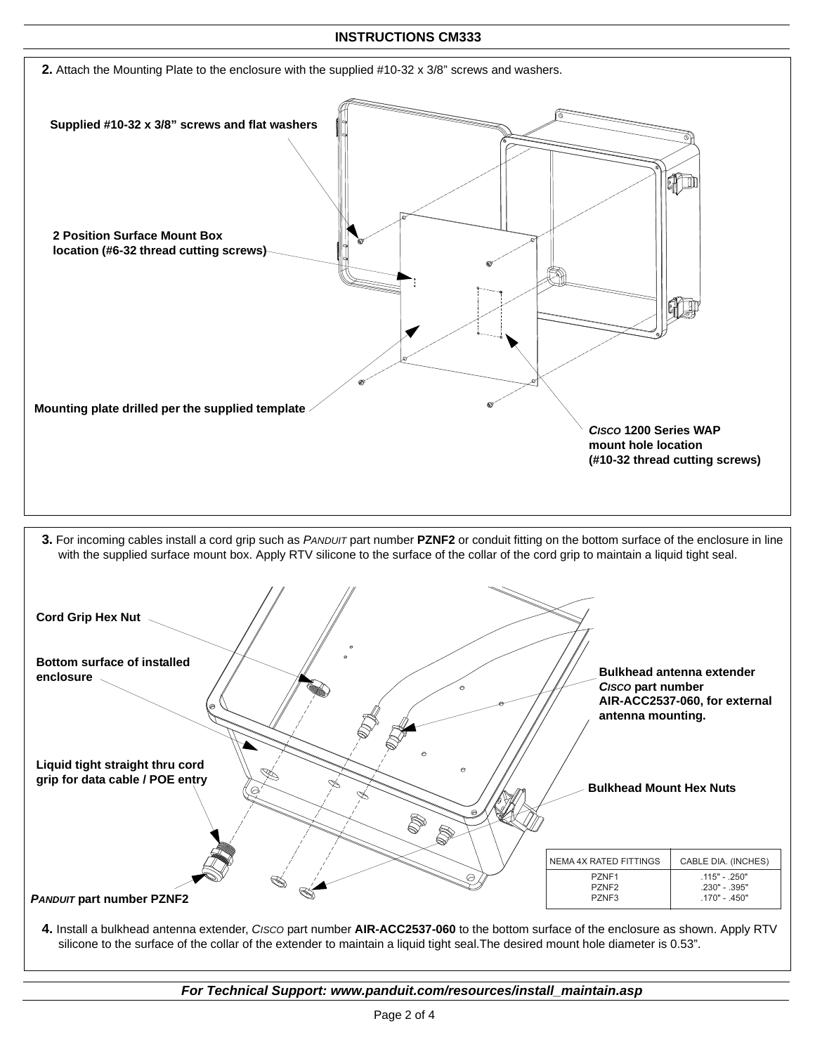**INSTRUCTIONS CM333**

**2.** Attach the Mounting Plate to the enclosure with the supplied #10-32 x 3/8” screws and washers.

**Supplied #10-32 x 3/8” screws and flat washers**

**2 Position Surface Mount Box location (#6-32 thread cutting screws)**

**Mounting plate drilled per the supplied template**

***CISCO* 1200 Series WAP mount hole location (#10-32 thread cutting screws)**

**3.** For incoming cables install a cord grip such as *PANDUIT* part number **PZNF2** or conduit fitting on the bottom surface of the enclosure in line with the supplied surface mount box. Apply RTV silicone to the surface of the collar of the cord grip to maintain a liquid tight seal.

**Cord Grip Hex Nut**

**Bottom surface of installed enclosure**

**Bulkhead antenna extender *CISCO* part number AIR-ACC2537-060, for external antenna mounting.**

**Liquid tight straight thru cord grip for data cable / POE entry**

**Bulkhead Mount Hex Nuts**

***PANDUIT* part number PZNF2**

| NEMA 4X RATED FITTINGS | CABLE DIA. (INCHES) |
|---|---|
| PZNF1 | .115" - .250" |
| PZNF2 | .230" - .395" |
| PZNF3 | .170" - .450" |

**4.** Install a bulkhead antenna extender, *CISCO* part number **AIR-ACC2537-060** to the bottom surface of the enclosure as shown. Apply RTV silicone to the surface of the collar of the extender to maintain a liquid tight seal.The desired mount hole diameter is 0.53”.

***For Technical Support: www.panduit.com/resources/install_maintain.asp***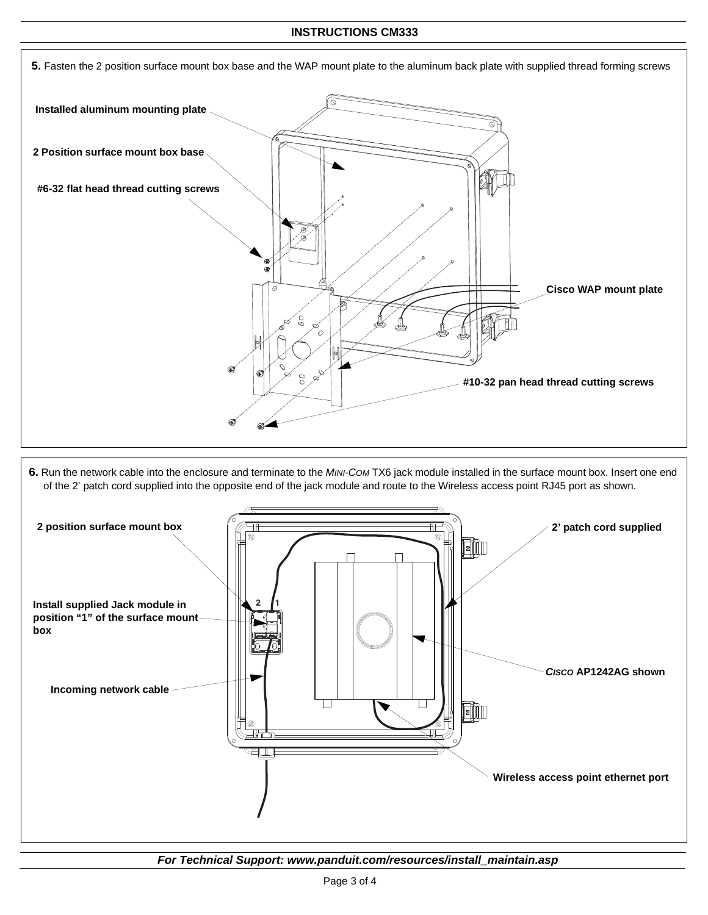**5.** Fasten the 2 position surface mount box base and the WAP mount plate to the aluminum back plate with supplied thread forming screws

Installed aluminum mounting plate

2 Position surface mount box base

#6-32 flat head thread cutting screws

Cisco WAP mount plate

#10-32 pan head thread cutting screws

**6.** Run the network cable into the enclosure and terminate to the *MINI-COM* TX6 jack module installed in the surface mount box. Insert one end of the 2' patch cord supplied into the opposite end of the jack module and route to the Wireless access point RJ45 port as shown.

2 position surface mount box

2' patch cord supplied

Install supplied Jack module in position "1" of the surface mount box

*CISCO* AP1242AG shown

Incoming network cable

Wireless access point ethernet port

*For Technical Support: www.panduit.com/resources/install_maintain.asp*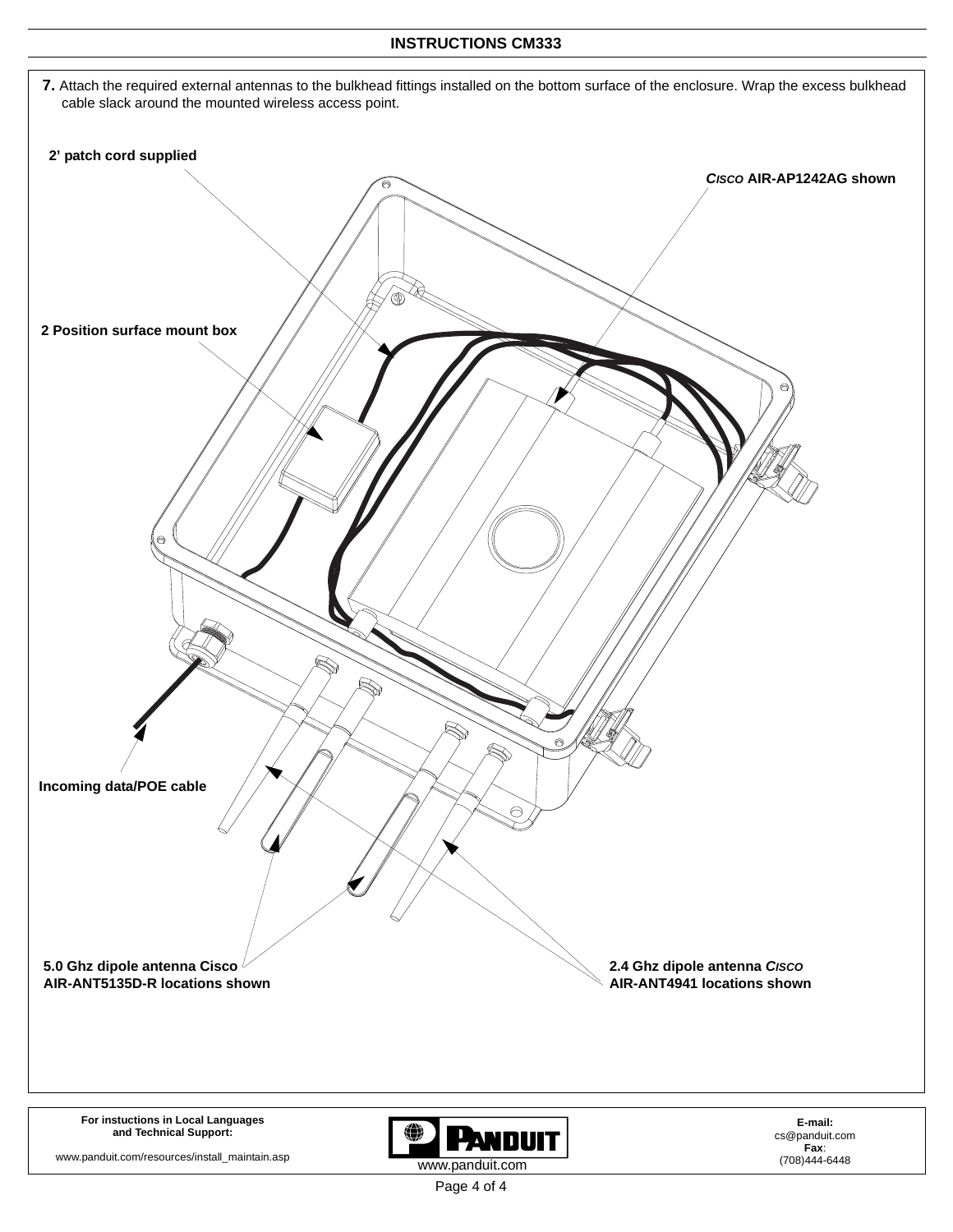**7.** Attach the required external antennas to the bulkhead fittings installed on the bottom surface of the enclosure. Wrap the excess bulkhead cable slack around the mounted wireless access point.

**2' patch cord supplied**

***CISCO* AIR-AP1242AG shown**

**2 Position surface mount box**

**Incoming data/POE cable**

**5.0 Ghz dipole antenna Cisco AIR-ANT5135D-R locations shown**

**2.4 Ghz dipole antenna *CISCO* AIR-ANT4941 locations shown**

**For instuctions in Local Languages and Technical Support:**

www.panduit.com/resources/install_maintain.asp

PANDUIT
www.panduit.com

**E-mail:**
cs@panduit.com
**Fax**:
(708)444-6448